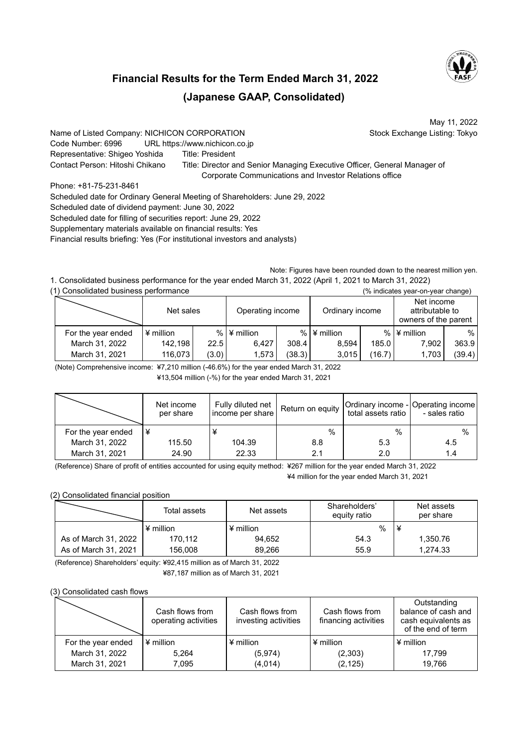# Financial Results for the Term Ended March 31, 2022

## (Japanese GAAP, Consolidated)

May 11, 2022

Name of Listed Company: NICHICON CORPORATION — Stock Exchange Listing: Tokyo

Code Number: 6996 — URL https://www.nichicon.co.jp

Representative: Shigeo Yoshida — Title: President

Contact Person: Hitoshi Chikano — Title: Director and Senior Managing Executive Officer, General Manager of Corporate Communications and Investor Relations office

Phone: +81-75-231-8461

Scheduled date for Ordinary General Meeting of Shareholders: June 29, 2022

Scheduled date of dividend payment: June 30, 2022

Scheduled date for filling of securities report: June 29, 2022

Supplementary materials available on financial results: Yes

Financial results briefing: Yes (For institutional investors and analysts)

Note: Figures have been rounded down to the nearest million yen.

1. Consolidated business performance for the year ended March 31, 2022 (April 1, 2021 to March 31, 2022)

(1) Consolidated business performance (% indicates year-on-year change)

| | Net sales | | Operating income | | Ordinary income | | Net income attributable to owners of the parent | |
|---|---|---|---|---|---|---|---|---|
| For the year ended | ¥ million | % | ¥ million | % | ¥ million | % | ¥ million | % |
| March 31, 2022 | 142,198 | 22.5 | 6,427 | 308.4 | 8,594 | 185.0 | 7,902 | 363.9 |
| March 31, 2021 | 116,073 | (3.0) | 1,573 | (38.3) | 3,015 | (16.7) | 1,703 | (39.4) |

(Note) Comprehensive income: ¥7,210 million (-46.6%) for the year ended March 31, 2022
¥13,504 million (-%) for the year ended March 31, 2021

| | Net income per share | Fully diluted net income per share | Return on equity | Ordinary income - total assets ratio | Operating income - sales ratio |
|---|---|---|---|---|---|
| For the year ended | ¥ | ¥ | % | % | % |
| March 31, 2022 | 115.50 | 104.39 | 8.8 | 5.3 | 4.5 |
| March 31, 2021 | 24.90 | 22.33 | 2.1 | 2.0 | 1.4 |

(Reference) Share of profit of entities accounted for using equity method: ¥267 million for the year ended March 31, 2022
¥4 million for the year ended March 31, 2021

(2) Consolidated financial position

| | Total assets | Net assets | Shareholders' equity ratio | Net assets per share |
|---|---|---|---|---|
| | ¥ million | ¥ million | % | ¥ |
| As of March 31, 2022 | 170,112 | 94,652 | 54.3 | 1,350.76 |
| As of March 31, 2021 | 156,008 | 89,266 | 55.9 | 1,274.33 |

(Reference) Shareholders' equity: ¥92,415 million as of March 31, 2022
¥87,187 million as of March 31, 2021

(3) Consolidated cash flows

| | Cash flows from operating activities | Cash flows from investing activities | Cash flows from financing activities | Outstanding balance of cash and cash equivalents as of the end of term |
|---|---|---|---|---|
| For the year ended | ¥ million | ¥ million | ¥ million | ¥ million |
| March 31, 2022 | 5,264 | (5,974) | (2,303) | 17,799 |
| March 31, 2021 | 7,095 | (4,014) | (2,125) | 19,766 |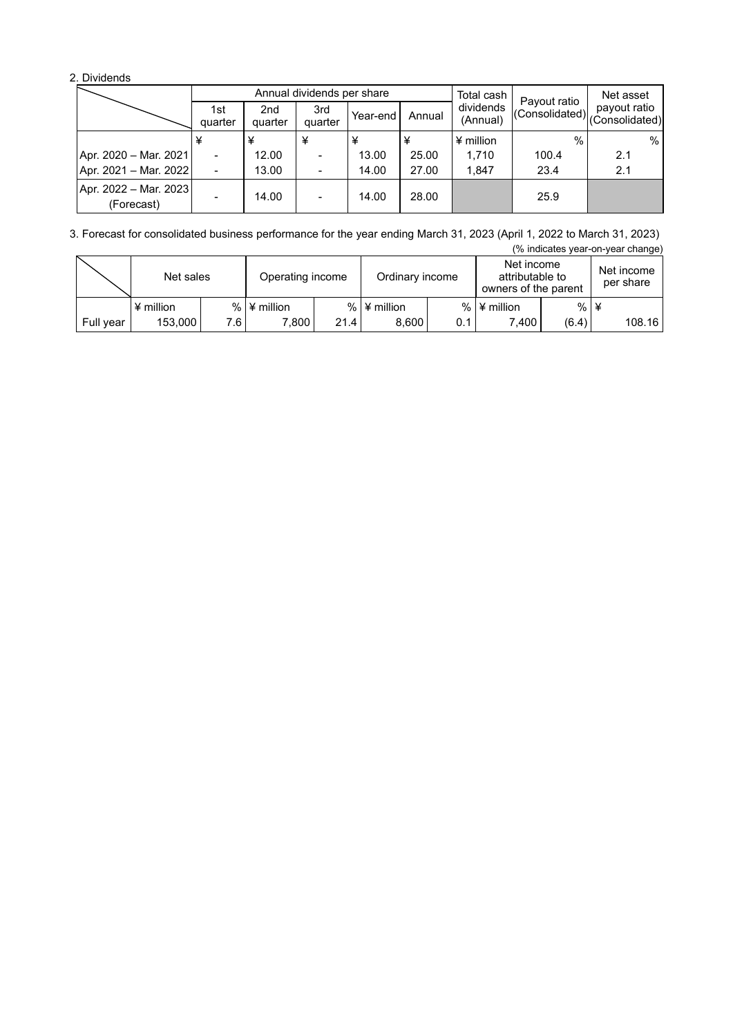2. Dividends

| | Annual dividends per share | | | | | Total cash dividends (Annual) | Payout ratio (Consolidated) | Net asset payout ratio (Consolidated) |
|---|---|---|---|---|---|---|---|---|
| | 1st quarter | 2nd quarter | 3rd quarter | Year-end | Annual | | | |
| | ¥ | ¥ | ¥ | ¥ | ¥ | ¥ million | % | % |
| Apr. 2020 – Mar. 2021 | - | 12.00 | - | 13.00 | 25.00 | 1,710 | 100.4 | 2.1 |
| Apr. 2021 – Mar. 2022 | - | 13.00 | - | 14.00 | 27.00 | 1,847 | 23.4 | 2.1 |
| Apr. 2022 – Mar. 2023 (Forecast) | - | 14.00 | - | 14.00 | 28.00 | | 25.9 | |

3. Forecast for consolidated business performance for the year ending March 31, 2023 (April 1, 2022 to March 31, 2023)

(% indicates year-on-year change)

| | Net sales | | Operating income | | Ordinary income | | Net income attributable to owners of the parent | | Net income per share |
|---|---|---|---|---|---|---|---|---|---|
| | ¥ million | % | ¥ million | % | ¥ million | % | ¥ million | % | ¥ |
| Full year | 153,000 | 7.6 | 7,800 | 21.4 | 8,600 | 0.1 | 7,400 | (6.4) | 108.16 |